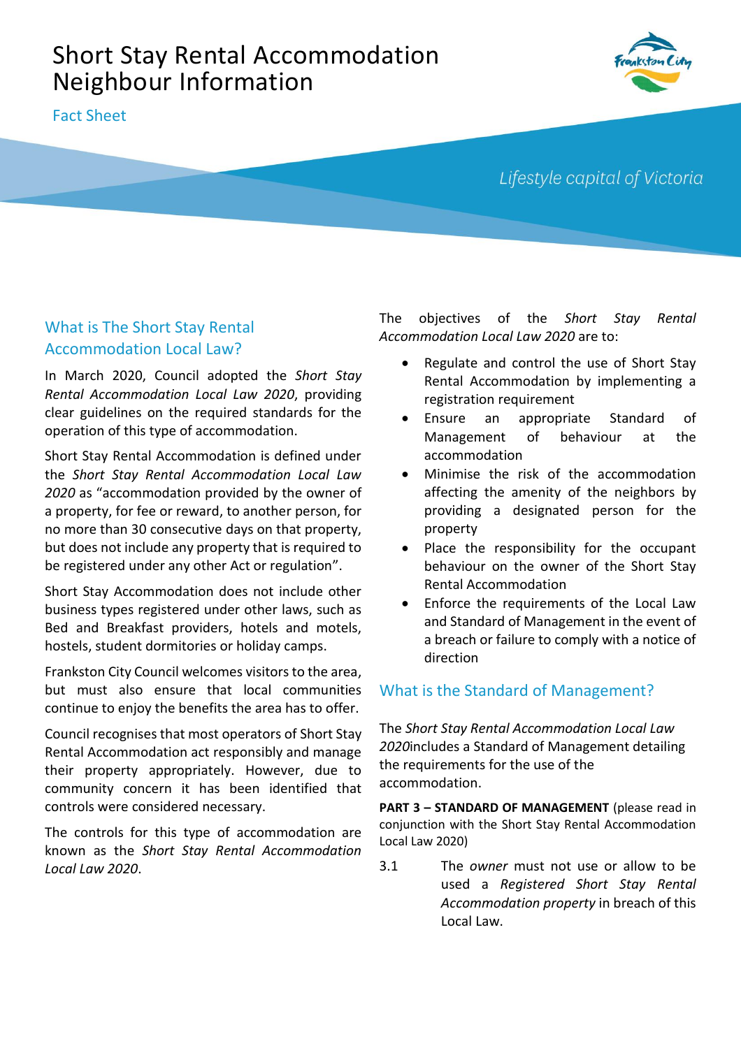# Short Stay Rental Accommodation Neighbour Information

Fact Sheet

*Lifestyle capital of Victoria*

## What is The Short Stay Rental Accommodation Local Law?

In March 2020, Council adopted the *Short Stay Rental Accommodation Local Law 2020*, providing clear guidelines on the required standards for the operation of this type of accommodation.

Short Stay Rental Accommodation is defined under the *Short Stay Rental Accommodation Local Law 2020* as "accommodation provided by the owner of a property, for fee or reward, to another person, for no more than 30 consecutive days on that property, but does not include any property that is required to be registered under any other Act or regulation".

Short Stay Accommodation does not include other business types registered under other laws, such as Bed and Breakfast providers, hotels and motels, hostels, student dormitories or holiday camps.

Frankston City Council welcomes visitors to the area, but must also ensure that local communities continue to enjoy the benefits the area has to offer.

Council recognises that most operators of Short Stay Rental Accommodation act responsibly and manage their property appropriately. However, due to community concern it has been identified that controls were considered necessary.

The controls for this type of accommodation are known as the *Short Stay Rental Accommodation Local Law 2020*.

The objectives of the *Short Stay Rental Accommodation Local Law 2020* are to:

- Regulate and control the use of Short Stay Rental Accommodation by implementing a registration requirement
- Ensure an appropriate Standard of Management of behaviour at the accommodation
- Minimise the risk of the accommodation affecting the amenity of the neighbors by providing a designated person for the property
- Place the responsibility for the occupant behaviour on the owner of the Short Stay Rental Accommodation
- Enforce the requirements of the Local Law and Standard of Management in the event of a breach or failure to comply with a notice of direction

## What is the Standard of Management?

The *Short Stay Rental Accommodation Local Law 2020*includes a Standard of Management detailing the requirements for the use of the accommodation.

**PART 3 – STANDARD OF MANAGEMENT** (please read in conjunction with the Short Stay Rental Accommodation Local Law 2020)

3.1 The *owner* must not use or allow to be used a *Registered Short Stay Rental Accommodation property* in breach of this Local Law.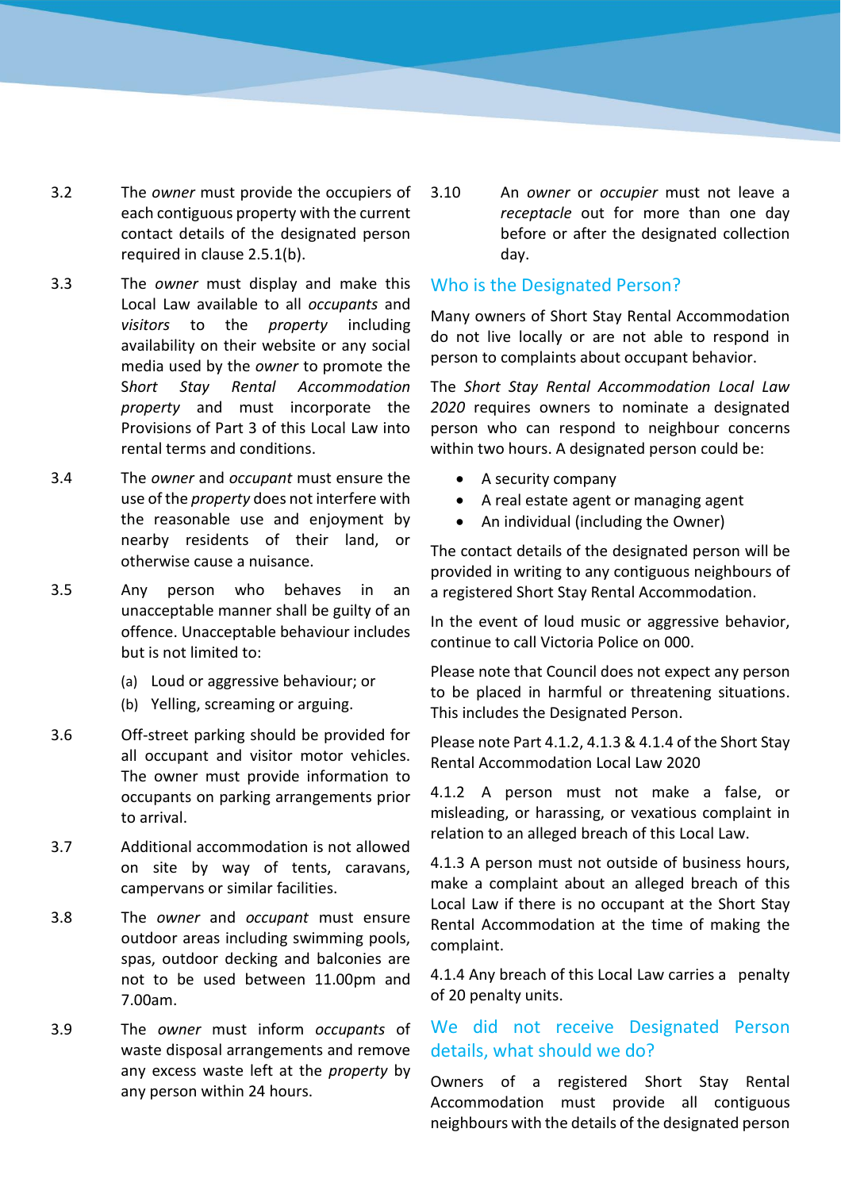3.2 The *owner* must provide the occupiers of each contiguous property with the current contact details of the designated person required in clause 2.5.1(b).

3.3 The *owner* must display and make this Local Law available to all *occupants* and *visitors* to the *property* including availability on their website or any social media used by the *owner* to promote the Short *Stay Rental Accommodation property* and must incorporate the Provisions of Part 3 of this Local Law into rental terms and conditions.

3.4 The *owner* and *occupant* must ensure the use of the *property* does not interfere with the reasonable use and enjoyment by nearby residents of their land, or otherwise cause a nuisance.

3.5 Any person who behaves in an unacceptable manner shall be guilty of an offence. Unacceptable behaviour includes but is not limited to:

(a) Loud or aggressive behaviour; or

(b) Yelling, screaming or arguing.

3.6 Off-street parking should be provided for all occupant and visitor motor vehicles. The owner must provide information to occupants on parking arrangements prior to arrival.

3.7 Additional accommodation is not allowed on site by way of tents, caravans, campervans or similar facilities.

3.8 The *owner* and *occupant* must ensure outdoor areas including swimming pools, spas, outdoor decking and balconies are not to be used between 11.00pm and 7.00am.

3.9 The *owner* must inform *occupants* of waste disposal arrangements and remove any excess waste left at the *property* by any person within 24 hours.

3.10 An *owner* or *occupier* must not leave a *receptacle* out for more than one day before or after the designated collection day.

## Who is the Designated Person?

Many owners of Short Stay Rental Accommodation do not live locally or are not able to respond in person to complaints about occupant behavior.

The *Short Stay Rental Accommodation Local Law 2020* requires owners to nominate a designated person who can respond to neighbour concerns within two hours. A designated person could be:

- A security company
- A real estate agent or managing agent
- An individual (including the Owner)

The contact details of the designated person will be provided in writing to any contiguous neighbours of a registered Short Stay Rental Accommodation.

In the event of loud music or aggressive behavior, continue to call Victoria Police on 000.

Please note that Council does not expect any person to be placed in harmful or threatening situations. This includes the Designated Person.

Please note Part 4.1.2, 4.1.3 & 4.1.4 of the Short Stay Rental Accommodation Local Law 2020

4.1.2 A person must not make a false, or misleading, or harassing, or vexatious complaint in relation to an alleged breach of this Local Law.

4.1.3 A person must not outside of business hours, make a complaint about an alleged breach of this Local Law if there is no occupant at the Short Stay Rental Accommodation at the time of making the complaint.

4.1.4 Any breach of this Local Law carries a penalty of 20 penalty units.

## We did not receive Designated Person details, what should we do?

Owners of a registered Short Stay Rental Accommodation must provide all contiguous neighbours with the details of the designated person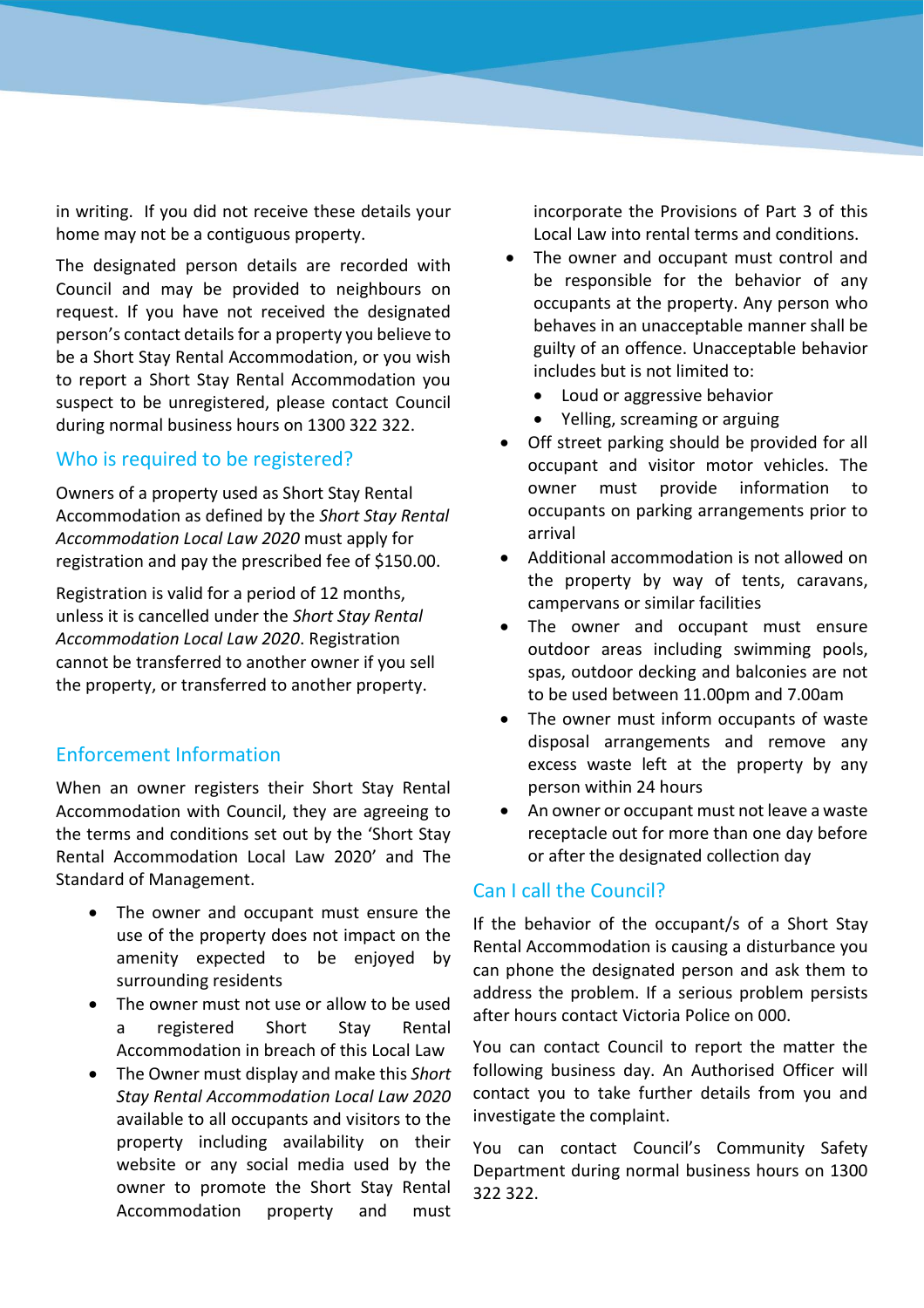in writing. If you did not receive these details your home may not be a contiguous property.

The designated person details are recorded with Council and may be provided to neighbours on request. If you have not received the designated person's contact details for a property you believe to be a Short Stay Rental Accommodation, or you wish to report a Short Stay Rental Accommodation you suspect to be unregistered, please contact Council during normal business hours on 1300 322 322.

## Who is required to be registered?

Owners of a property used as Short Stay Rental Accommodation as defined by the *Short Stay Rental Accommodation Local Law 2020* must apply for registration and pay the prescribed fee of $150.00.

Registration is valid for a period of 12 months, unless it is cancelled under the *Short Stay Rental Accommodation Local Law 2020*. Registration cannot be transferred to another owner if you sell the property, or transferred to another property.

## Enforcement Information

When an owner registers their Short Stay Rental Accommodation with Council, they are agreeing to the terms and conditions set out by the 'Short Stay Rental Accommodation Local Law 2020' and The Standard of Management.

- The owner and occupant must ensure the use of the property does not impact on the amenity expected to be enjoyed by surrounding residents
- The owner must not use or allow to be used a registered Short Stay Rental Accommodation in breach of this Local Law
- The Owner must display and make this *Short Stay Rental Accommodation Local Law 2020* available to all occupants and visitors to the property including availability on their website or any social media used by the owner to promote the Short Stay Rental Accommodation property and must incorporate the Provisions of Part 3 of this Local Law into rental terms and conditions.
- The owner and occupant must control and be responsible for the behavior of any occupants at the property. Any person who behaves in an unacceptable manner shall be guilty of an offence. Unacceptable behavior includes but is not limited to:
  - Loud or aggressive behavior
  - Yelling, screaming or arguing
- Off street parking should be provided for all occupant and visitor motor vehicles. The owner must provide information to occupants on parking arrangements prior to arrival
- Additional accommodation is not allowed on the property by way of tents, caravans, campervans or similar facilities
- The owner and occupant must ensure outdoor areas including swimming pools, spas, outdoor decking and balconies are not to be used between 11.00pm and 7.00am
- The owner must inform occupants of waste disposal arrangements and remove any excess waste left at the property by any person within 24 hours
- An owner or occupant must not leave a waste receptacle out for more than one day before or after the designated collection day

## Can I call the Council?

If the behavior of the occupant/s of a Short Stay Rental Accommodation is causing a disturbance you can phone the designated person and ask them to address the problem. If a serious problem persists after hours contact Victoria Police on 000.

You can contact Council to report the matter the following business day. An Authorised Officer will contact you to take further details from you and investigate the complaint.

You can contact Council's Community Safety Department during normal business hours on 1300 322 322.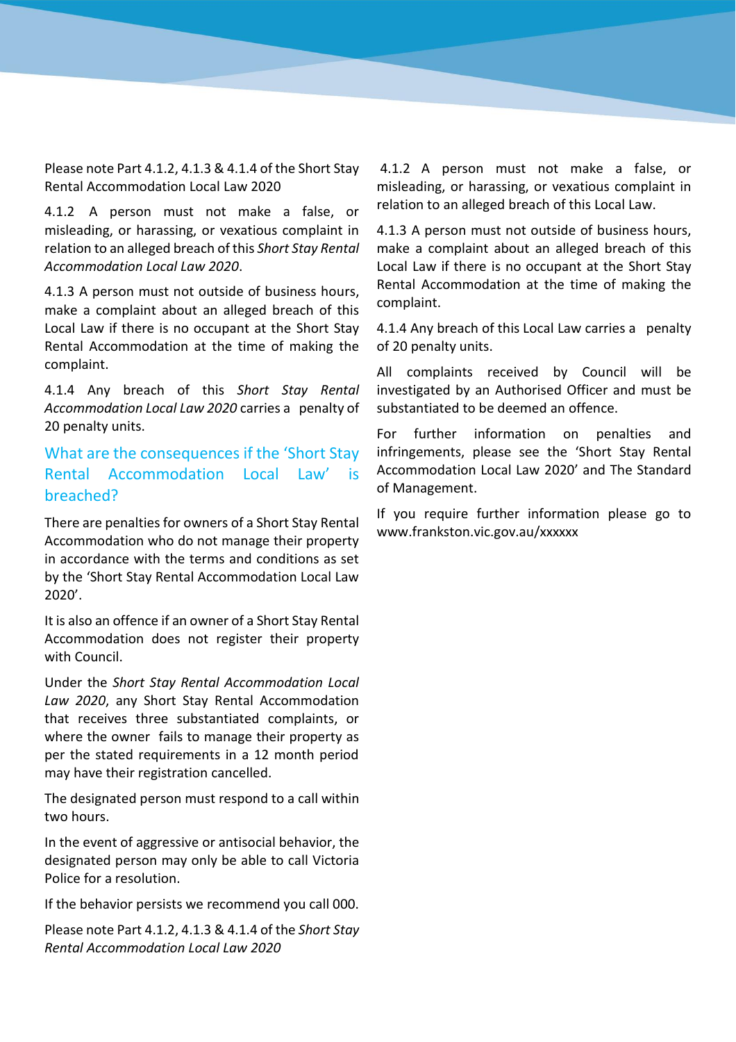Please note Part 4.1.2, 4.1.3 & 4.1.4 of the Short Stay Rental Accommodation Local Law 2020

4.1.2 A person must not make a false, or misleading, or harassing, or vexatious complaint in relation to an alleged breach of this *Short Stay Rental Accommodation Local Law 2020*.

4.1.3 A person must not outside of business hours, make a complaint about an alleged breach of this Local Law if there is no occupant at the Short Stay Rental Accommodation at the time of making the complaint.

4.1.4 Any breach of this *Short Stay Rental Accommodation Local Law 2020* carries a penalty of 20 penalty units.

## What are the consequences if the 'Short Stay Rental Accommodation Local Law' is breached?

There are penalties for owners of a Short Stay Rental Accommodation who do not manage their property in accordance with the terms and conditions as set by the 'Short Stay Rental Accommodation Local Law 2020'.

It is also an offence if an owner of a Short Stay Rental Accommodation does not register their property with Council.

Under the *Short Stay Rental Accommodation Local Law 2020*, any Short Stay Rental Accommodation that receives three substantiated complaints, or where the owner fails to manage their property as per the stated requirements in a 12 month period may have their registration cancelled.

The designated person must respond to a call within two hours.

In the event of aggressive or antisocial behavior, the designated person may only be able to call Victoria Police for a resolution.

If the behavior persists we recommend you call 000.

Please note Part 4.1.2, 4.1.3 & 4.1.4 of the *Short Stay Rental Accommodation Local Law 2020*

4.1.2 A person must not make a false, or misleading, or harassing, or vexatious complaint in relation to an alleged breach of this Local Law.

4.1.3 A person must not outside of business hours, make a complaint about an alleged breach of this Local Law if there is no occupant at the Short Stay Rental Accommodation at the time of making the complaint.

4.1.4 Any breach of this Local Law carries a penalty of 20 penalty units.

All complaints received by Council will be investigated by an Authorised Officer and must be substantiated to be deemed an offence.

For further information on penalties and infringements, please see the 'Short Stay Rental Accommodation Local Law 2020' and The Standard of Management.

If you require further information please go to www.frankston.vic.gov.au/xxxxxx